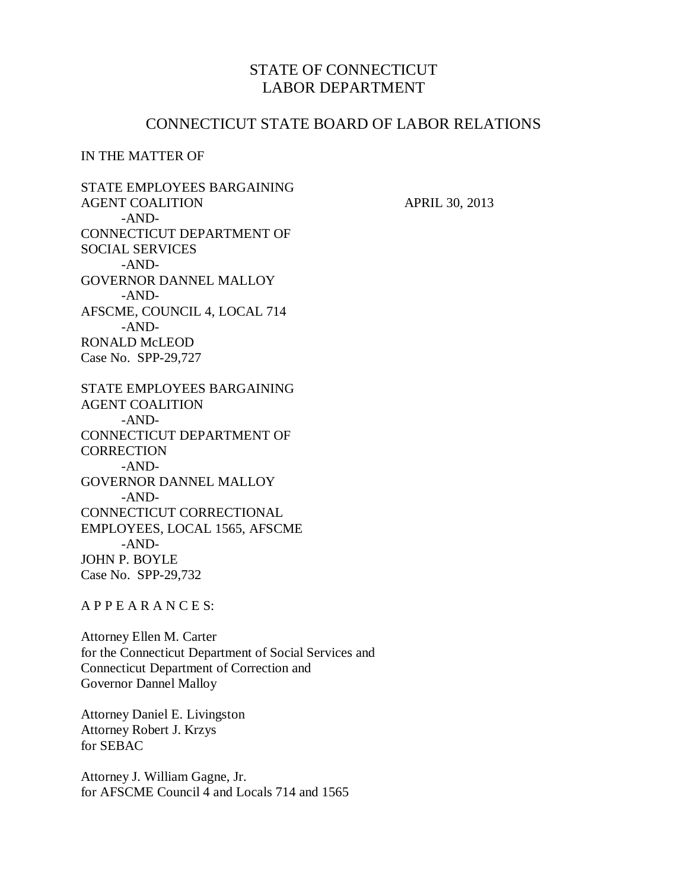# STATE OF CONNECTICUT
# LABOR DEPARTMENT

## CONNECTICUT STATE BOARD OF LABOR RELATIONS

IN THE MATTER OF

STATE EMPLOYEES BARGAINING
AGENT COALITION APRIL 30, 2013
-AND-
CONNECTICUT DEPARTMENT OF
SOCIAL SERVICES
-AND-
GOVERNOR DANNEL MALLOY
-AND-
AFSCME, COUNCIL 4, LOCAL 714
-AND-
RONALD McLEOD
Case No. SPP-29,727

STATE EMPLOYEES BARGAINING
AGENT COALITION
-AND-
CONNECTICUT DEPARTMENT OF
CORRECTION
-AND-
GOVERNOR DANNEL MALLOY
-AND-
CONNECTICUT CORRECTIONAL
EMPLOYEES, LOCAL 1565, AFSCME
-AND-
JOHN P. BOYLE
Case No. SPP-29,732

A P P E A R A N C E S:

Attorney Ellen M. Carter
for the Connecticut Department of Social Services and
Connecticut Department of Correction and
Governor Dannel Malloy

Attorney Daniel E. Livingston
Attorney Robert J. Krzys
for SEBAC

Attorney J. William Gagne, Jr.
for AFSCME Council 4 and Locals 714 and 1565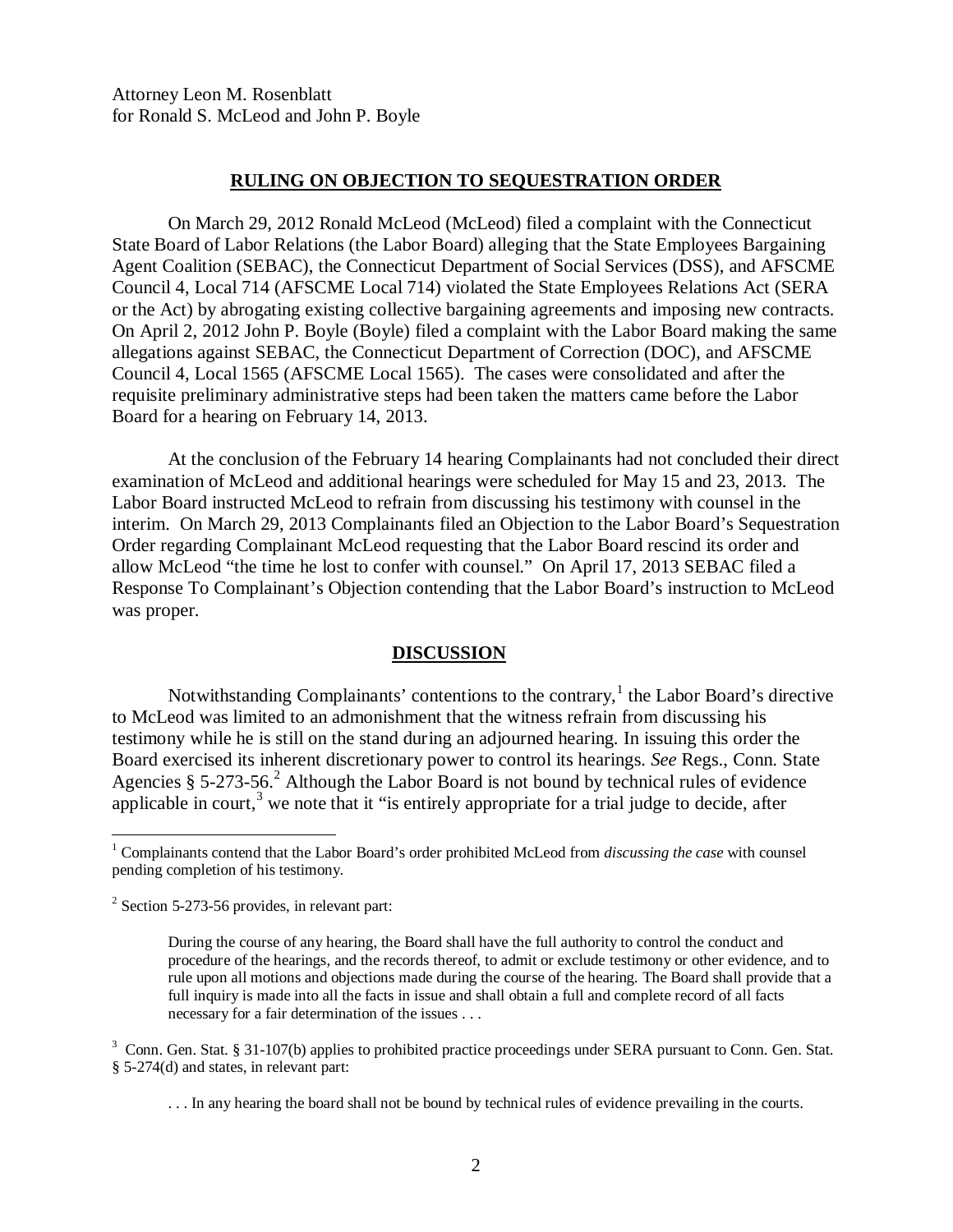Attorney Leon M. Rosenblatt
for Ronald S. McLeod and John P. Boyle

## RULING ON OBJECTION TO SEQUESTRATION ORDER

On March 29, 2012 Ronald McLeod (McLeod) filed a complaint with the Connecticut State Board of Labor Relations (the Labor Board) alleging that the State Employees Bargaining Agent Coalition (SEBAC), the Connecticut Department of Social Services (DSS), and AFSCME Council 4, Local 714 (AFSCME Local 714) violated the State Employees Relations Act (SERA or the Act) by abrogating existing collective bargaining agreements and imposing new contracts. On April 2, 2012 John P. Boyle (Boyle) filed a complaint with the Labor Board making the same allegations against SEBAC, the Connecticut Department of Correction (DOC), and AFSCME Council 4, Local 1565 (AFSCME Local 1565). The cases were consolidated and after the requisite preliminary administrative steps had been taken the matters came before the Labor Board for a hearing on February 14, 2013.

At the conclusion of the February 14 hearing Complainants had not concluded their direct examination of McLeod and additional hearings were scheduled for May 15 and 23, 2013. The Labor Board instructed McLeod to refrain from discussing his testimony with counsel in the interim. On March 29, 2013 Complainants filed an Objection to the Labor Board's Sequestration Order regarding Complainant McLeod requesting that the Labor Board rescind its order and allow McLeod "the time he lost to confer with counsel." On April 17, 2013 SEBAC filed a Response To Complainant's Objection contending that the Labor Board's instruction to McLeod was proper.

## DISCUSSION

Notwithstanding Complainants' contentions to the contrary,[1] the Labor Board's directive to McLeod was limited to an admonishment that the witness refrain from discussing his testimony while he is still on the stand during an adjourned hearing. In issuing this order the Board exercised its inherent discretionary power to control its hearings. *See* Regs., Conn. State Agencies § 5-273-56.[2] Although the Labor Board is not bound by technical rules of evidence applicable in court,[3] we note that it "is entirely appropriate for a trial judge to decide, after

---

[1] Complainants contend that the Labor Board's order prohibited McLeod from *discussing the case* with counsel pending completion of his testimony.

[2] Section 5-273-56 provides, in relevant part:

> During the course of any hearing, the Board shall have the full authority to control the conduct and procedure of the hearings, and the records thereof, to admit or exclude testimony or other evidence, and to rule upon all motions and objections made during the course of the hearing. The Board shall provide that a full inquiry is made into all the facts in issue and shall obtain a full and complete record of all facts necessary for a fair determination of the issues . . .

[3] Conn. Gen. Stat. § 31-107(b) applies to prohibited practice proceedings under SERA pursuant to Conn. Gen. Stat. § 5-274(d) and states, in relevant part:

> . . . In any hearing the board shall not be bound by technical rules of evidence prevailing in the courts.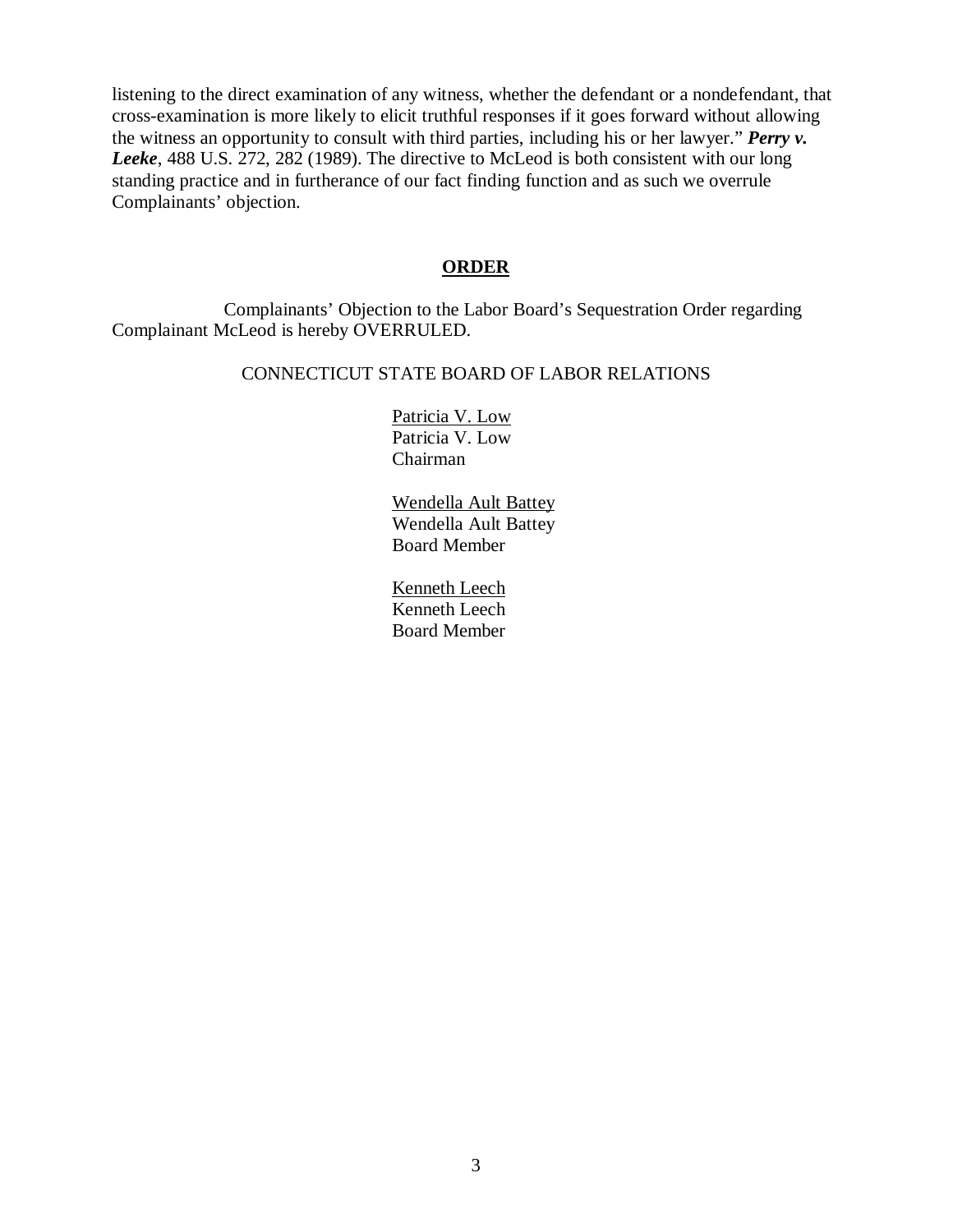listening to the direct examination of any witness, whether the defendant or a nondefendant, that cross-examination is more likely to elicit truthful responses if it goes forward without allowing the witness an opportunity to consult with third parties, including his or her lawyer." ***Perry v. Leeke***, 488 U.S. 272, 282 (1989). The directive to McLeod is both consistent with our long standing practice and in furtherance of our fact finding function and as such we overrule Complainants' objection.

## **ORDER**

Complainants' Objection to the Labor Board's Sequestration Order regarding Complainant McLeod is hereby OVERRULED.

CONNECTICUT STATE BOARD OF LABOR RELATIONS

Patricia V. Low
Patricia V. Low
Chairman

Wendella Ault Battey
Wendella Ault Battey
Board Member

Kenneth Leech
Kenneth Leech
Board Member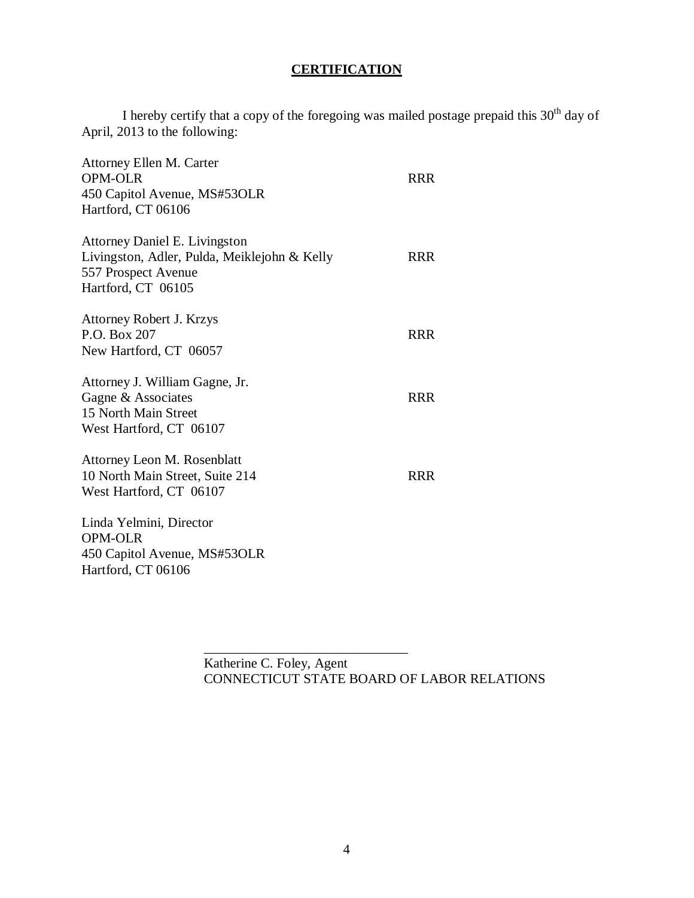## CERTIFICATION

I hereby certify that a copy of the foregoing was mailed postage prepaid this 30th day of April, 2013 to the following:

Attorney Ellen M. Carter
OPM-OLR
450 Capitol Avenue, MS#53OLR
Hartford, CT 06106
RRR

Attorney Daniel E. Livingston
Livingston, Adler, Pulda, Meiklejohn & Kelly
557 Prospect Avenue
Hartford, CT 06105
RRR

Attorney Robert J. Krzys
P.O. Box 207
New Hartford, CT 06057
RRR

Attorney J. William Gagne, Jr.
Gagne & Associates
15 North Main Street
West Hartford, CT 06107
RRR

Attorney Leon M. Rosenblatt
10 North Main Street, Suite 214
West Hartford, CT 06107
RRR

Linda Yelmini, Director
OPM-OLR
450 Capitol Avenue, MS#53OLR
Hartford, CT 06106

\_\_\_\_\_\_\_\_\_\_\_\_\_\_\_\_\_\_\_\_\_\_\_\_\_\_\_\_\_\_
Katherine C. Foley, Agent
CONNECTICUT STATE BOARD OF LABOR RELATIONS